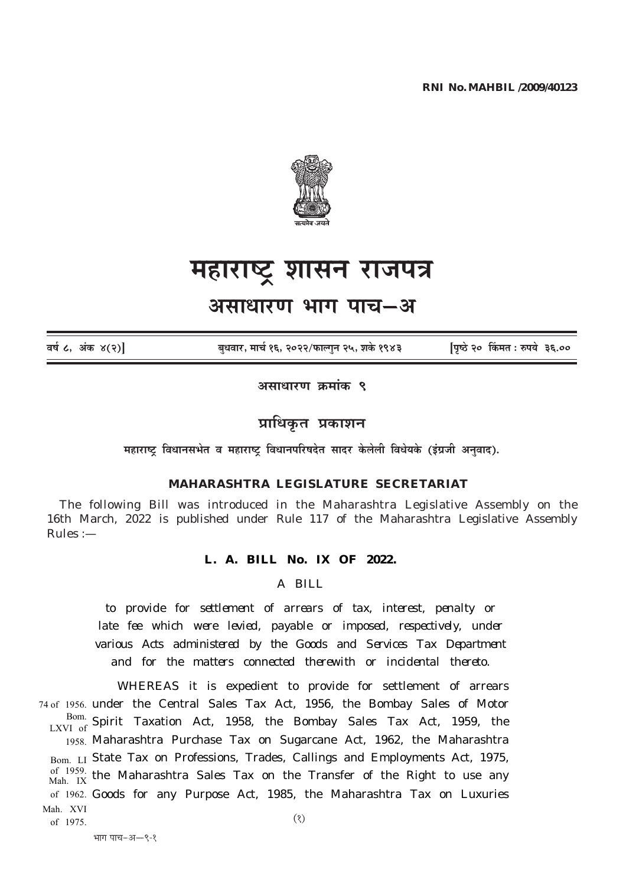**RNI No. MAHBIL /2009/40123**

# महाराष्ट्र शासन राजपत्र

## असाधारण भाग पाच—अ

| वर्ष ८, अंक ४(२)] | बुधवार, मार्च १६, २०२२/फाल्गुन २५, शके १९४३ | [पृष्ठे २० किंमत : रुपये ३६.०० |
|---|---|---|

**असाधारण क्रमांक ९**

### प्राधिकृत प्रकाशन

**महाराष्ट्र विधानसभेत व महाराष्ट्र विधानपरिषदेत सादर केलेली विधेयके (इंग्रजी अनुवाद).**

### MAHARASHTRA LEGISLATURE SECRETARIAT

The following Bill was introduced in the Maharashtra Legislative Assembly on the 16th March, 2022 is published under Rule 117 of the Maharashtra Legislative Assembly Rules :—

**L. A. BILL No. IX OF 2022.**

A BILL

*to provide for settlement of arrears of tax, interest, penalty or late fee which were levied, payable or imposed, respectively, under various Acts administered by the Goods and Services Tax Department and for the matters connected therewith or incidental thereto.*

WHEREAS it is expedient to provide for settlement of arrears under the Central Sales Tax Act, 1956, the Bombay Sales of Motor Spirit Taxation Act, 1958, the Bombay Sales Tax Act, 1959, the Maharashtra Purchase Tax on Sugarcane Act, 1962, the Maharashtra State Tax on Professions, Trades, Callings and Employments Act, 1975, the Maharashtra Sales Tax on the Transfer of the Right to use any Goods for any Purpose Act, 1985, the Maharashtra Tax on Luxuries

74 of 1956. Bom. LXVI of 1958. Bom. LI of 1959. Mah. IX of 1962. Mah. XVI of 1975.

भाग पाच–अ—९-१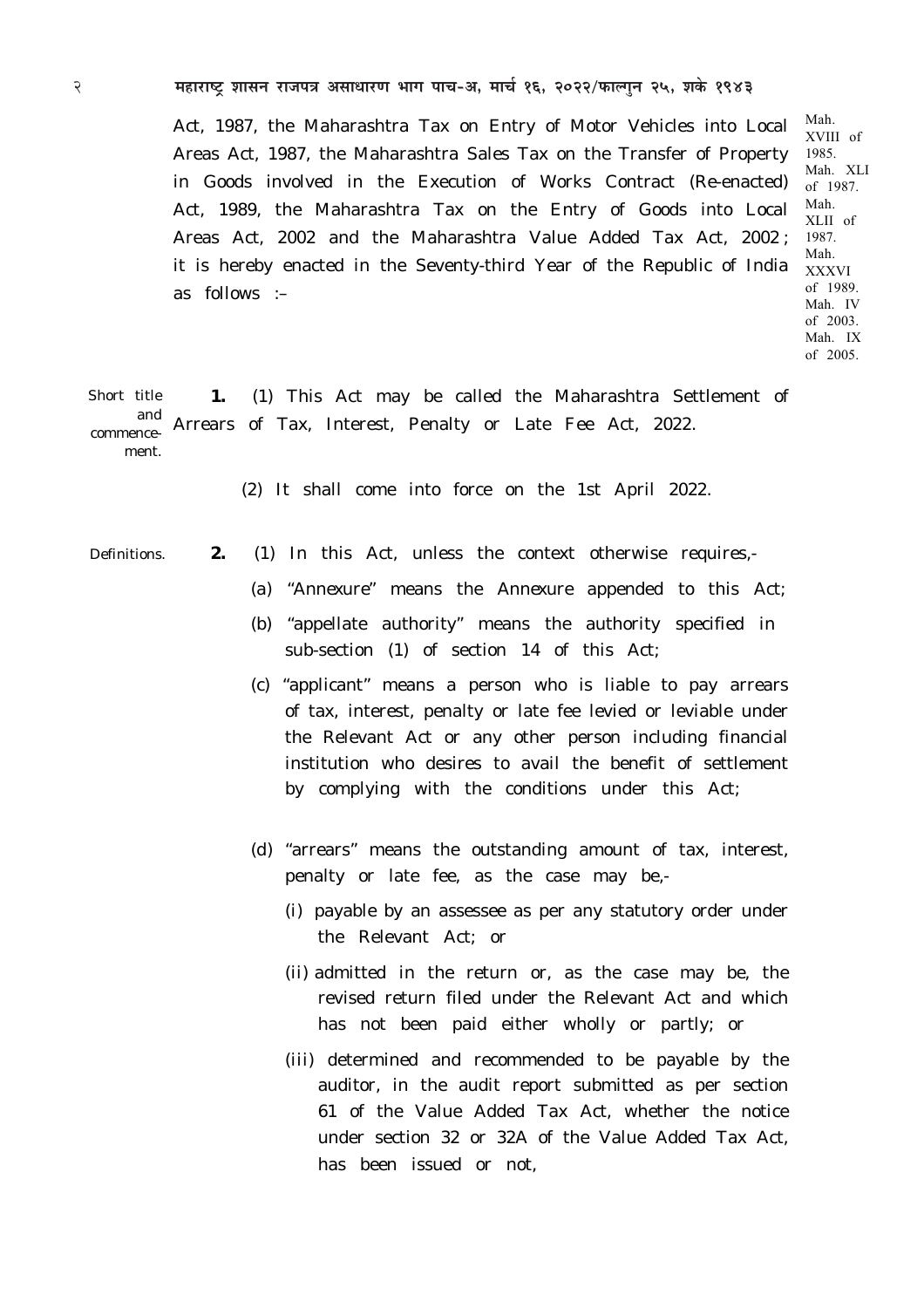Act, 1987, the Maharashtra Tax on Entry of Motor Vehicles into Local Areas Act, 1987, the Maharashtra Sales Tax on the Transfer of Property in Goods involved in the Execution of Works Contract (Re-enacted) Act, 1989, the Maharashtra Tax on the Entry of Goods into Local Areas Act, 2002 and the Maharashtra Value Added Tax Act, 2002; it is hereby enacted in the Seventy-third Year of the Republic of India as follows :–

Mah. XVIII of 1985.
Mah. XLI of 1987.
Mah. XLII of 1987.
Mah. XXXVI of 1989.
Mah. IV of 2003.
Mah. IX of 2005.

Short title and commencement.

**1.** (1) This Act may be called the Maharashtra Settlement of Arrears of Tax, Interest, Penalty or Late Fee Act, 2022.

(2) It shall come into force on the 1st April 2022.

Definitions.

**2.** (1) In this Act, unless the context otherwise requires,-

(a) "Annexure" means the Annexure appended to this Act;

(b) "appellate authority" means the authority specified in sub-section (1) of section 14 of this Act;

(c) "applicant" means a person who is liable to pay arrears of tax, interest, penalty or late fee levied or leviable under the Relevant Act or any other person including financial institution who desires to avail the benefit of settlement by complying with the conditions under this Act;

(d) "arrears" means the outstanding amount of tax, interest, penalty or late fee, as the case may be,-

(i) payable by an assessee as per any statutory order under the Relevant Act; or

(ii) admitted in the return or, as the case may be, the revised return filed under the Relevant Act and which has not been paid either wholly or partly; or

(iii) determined and recommended to be payable by the auditor, in the audit report submitted as per section 61 of the Value Added Tax Act, whether the notice under section 32 or 32A of the Value Added Tax Act, has been issued or not,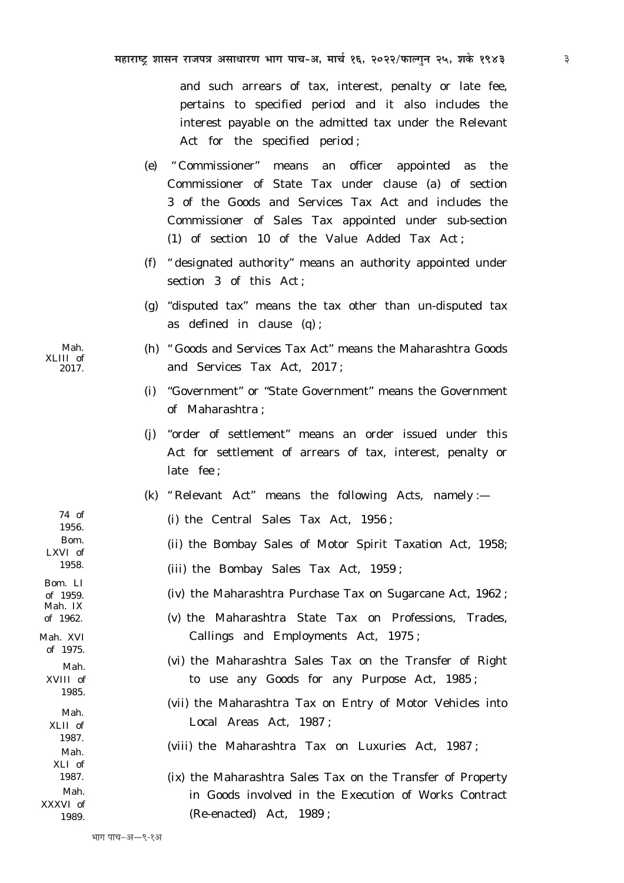and such arrears of tax, interest, penalty or late fee, pertains to specified period and it also includes the interest payable on the admitted tax under the Relevant Act for the specified period ;

(e) "Commissioner" means an officer appointed as the Commissioner of State Tax under clause (a) of section 3 of the Goods and Services Tax Act and includes the Commissioner of Sales Tax appointed under sub-section (1) of section 10 of the Value Added Tax Act ;

(f) "designated authority" means an authority appointed under section 3 of this Act ;

(g) "disputed tax" means the tax other than un-disputed tax as defined in clause (q) ;

(h) "Goods and Services Tax Act" means the Maharashtra Goods and Services Tax Act, 2017 ; (Mah. XLIII of 2017.)

(i) "Government" or "State Government" means the Government of Maharashtra ;

(j) "order of settlement" means an order issued under this Act for settlement of arrears of tax, interest, penalty or late fee ;

(k) "Relevant Act" means the following Acts, namely :—

(i) the Central Sales Tax Act, 1956 ; (74 of 1956.)

(ii) the Bombay Sales of Motor Spirit Taxation Act, 1958; (Bom. LXVI of 1958.)

(iii) the Bombay Sales Tax Act, 1959 ; (Bom. LI of 1959.)

(iv) the Maharashtra Purchase Tax on Sugarcane Act, 1962 ; (Mah. IX of 1962.)

(v) the Maharashtra State Tax on Professions, Trades, Callings and Employments Act, 1975 ; (Mah. XVI of 1975.)

(vi) the Maharashtra Sales Tax on the Transfer of Right to use any Goods for any Purpose Act, 1985 ; (Mah. XVIII of 1985.)

(vii) the Maharashtra Tax on Entry of Motor Vehicles into Local Areas Act, 1987 ; (Mah. XLII of 1987.)

(viii) the Maharashtra Tax on Luxuries Act, 1987 ; (Mah. XLI of 1987.)

(ix) the Maharashtra Sales Tax on the Transfer of Property in Goods involved in the Execution of Works Contract (Re-enacted) Act, 1989 ; (Mah. XXXVI of 1989.)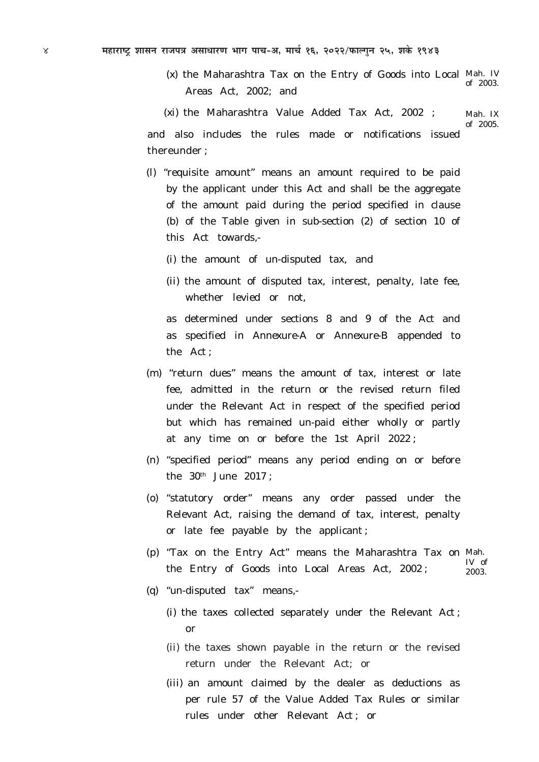(x) the Maharashtra Tax on the Entry of Goods into Local Areas Act, 2002; and Mah. IV of 2003.

(xi) the Maharashtra Value Added Tax Act, 2002 ; Mah. IX of 2005.

and also includes the rules made or notifications issued thereunder ;

(l) "requisite amount" means an amount required to be paid by the applicant under this Act and shall be the aggregate of the amount paid during the period specified in clause (b) of the Table given in sub-section (2) of section 10 of this Act towards,-

(i) the amount of un-disputed tax, and

(ii) the amount of disputed tax, interest, penalty, late fee, whether levied or not,

as determined under sections 8 and 9 of the Act and as specified in Annexure-A or Annexure-B appended to the Act ;

(m) "return dues" means the amount of tax, interest or late fee, admitted in the return or the revised return filed under the Relevant Act in respect of the specified period but which has remained un-paid either wholly or partly at any time on or before the 1st April 2022 ;

(n) "specified period" means any period ending on or before the 30th June 2017 ;

(o) "statutory order" means any order passed under the Relevant Act, raising the demand of tax, interest, penalty or late fee payable by the applicant ;

(p) "Tax on the Entry Act" means the Maharashtra Tax on the Entry of Goods into Local Areas Act, 2002 ; Mah. IV of 2003.

(q) "un-disputed tax" means,-

(i) the taxes collected separately under the Relevant Act ; or

(ii) the taxes shown payable in the return or the revised return under the Relevant Act; or

(iii) an amount claimed by the dealer as deductions as per rule 57 of the Value Added Tax Rules or similar rules under other Relevant Act ; or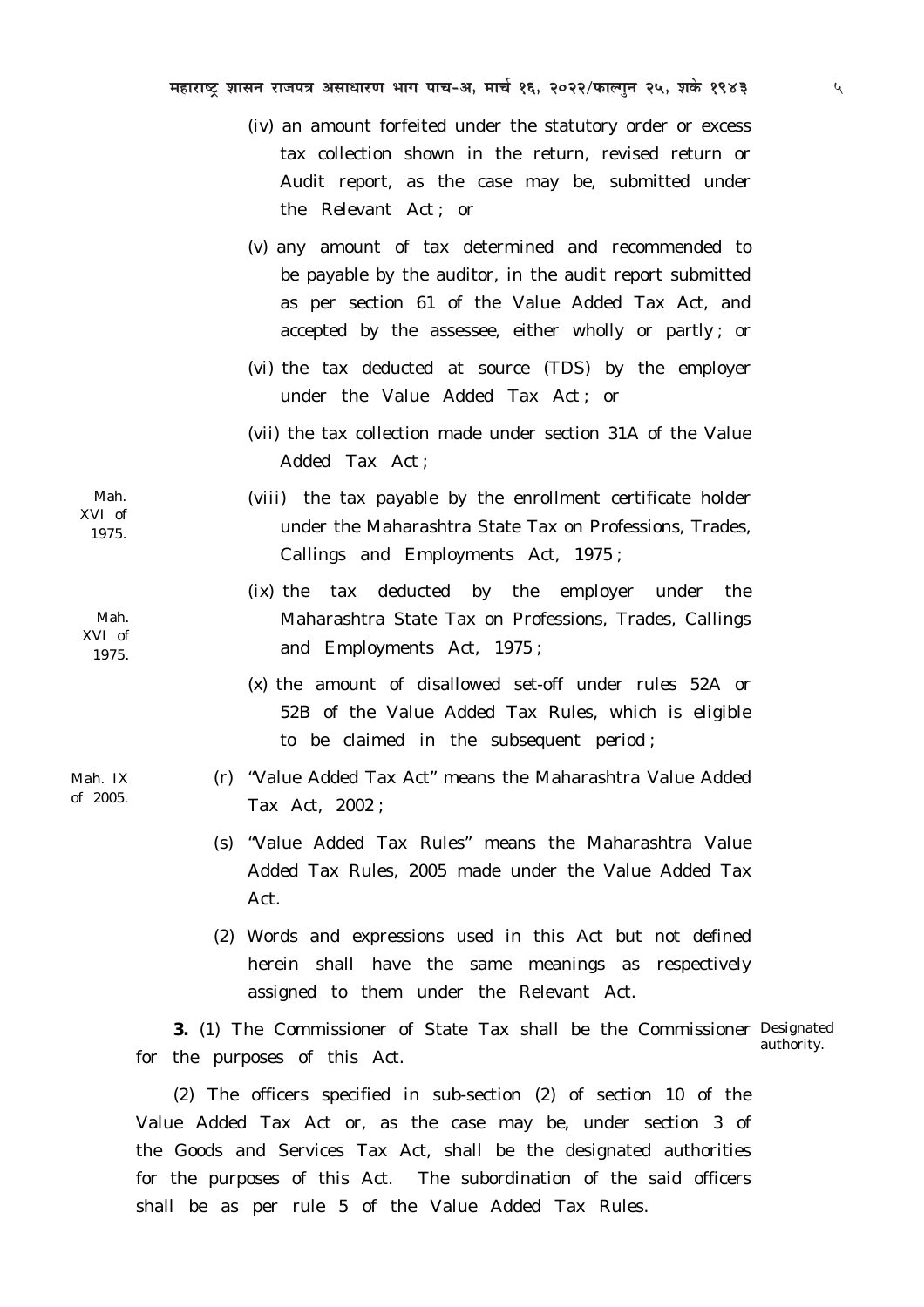(iv) an amount forfeited under the statutory order or excess tax collection shown in the return, revised return or Audit report, as the case may be, submitted under the Relevant Act ; or

(v) any amount of tax determined and recommended to be payable by the auditor, in the audit report submitted as per section 61 of the Value Added Tax Act, and accepted by the assessee, either wholly or partly ; or

(vi) the tax deducted at source (TDS) by the employer under the Value Added Tax Act ; or

(vii) the tax collection made under section 31A of the Value Added Tax Act ;

Mah. XVI of 1975.

(viii) the tax payable by the enrollment certificate holder under the Maharashtra State Tax on Professions, Trades, Callings and Employments Act, 1975 ;

Mah. XVI of 1975.

(ix) the tax deducted by the employer under the Maharashtra State Tax on Professions, Trades, Callings and Employments Act, 1975 ;

(x) the amount of disallowed set-off under rules 52A or 52B of the Value Added Tax Rules, which is eligible to be claimed in the subsequent period ;

Mah. IX of 2005.

(r) "Value Added Tax Act" means the Maharashtra Value Added Tax Act, 2002 ;

(s) "Value Added Tax Rules" means the Maharashtra Value Added Tax Rules, 2005 made under the Value Added Tax Act.

(2) Words and expressions used in this Act but not defined herein shall have the same meanings as respectively assigned to them under the Relevant Act.

Designated authority.

**3.** (1) The Commissioner of State Tax shall be the Commissioner for the purposes of this Act.

(2) The officers specified in sub-section (2) of section 10 of the Value Added Tax Act or, as the case may be, under section 3 of the Goods and Services Tax Act, shall be the designated authorities for the purposes of this Act. The subordination of the said officers shall be as per rule 5 of the Value Added Tax Rules.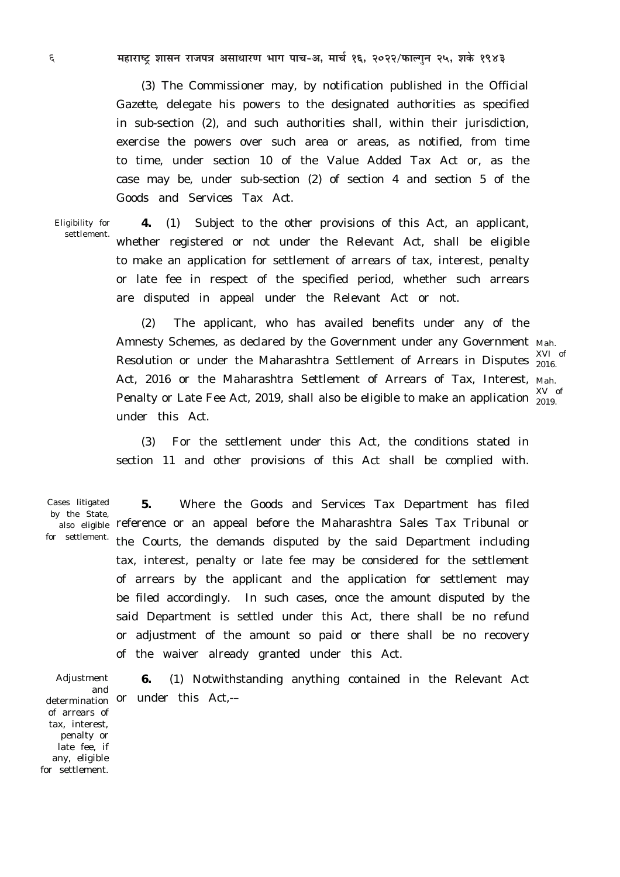(3) The Commissioner may, by notification published in the Official Gazette, delegate his powers to the designated authorities as specified in sub-section (2), and such authorities shall, within their jurisdiction, exercise the powers over such area or areas, as notified, from time to time, under section 10 of the Value Added Tax Act or, as the case may be, under sub-section (2) of section 4 and section 5 of the Goods and Services Tax Act.

Eligibility for settlement.

**4.** (1) Subject to the other provisions of this Act, an applicant, whether registered or not under the Relevant Act, shall be eligible to make an application for settlement of arrears of tax, interest, penalty or late fee in respect of the specified period, whether such arrears are disputed in appeal under the Relevant Act or not.

(2) The applicant, who has availed benefits under any of the Amnesty Schemes, as declared by the Government under any Government Resolution or under the Maharashtra Settlement of Arrears in Disputes Act, 2016 or the Maharashtra Settlement of Arrears of Tax, Interest, Penalty or Late Fee Act, 2019, shall also be eligible to make an application under this Act.

Mah. XVI of 2016.

Mah. XV of 2019.

(3) For the settlement under this Act, the conditions stated in section 11 and other provisions of this Act shall be complied with.

Cases litigated by the State, also eligible for settlement.

**5.** Where the Goods and Services Tax Department has filed reference or an appeal before the Maharashtra Sales Tax Tribunal or the Courts, the demands disputed by the said Department including tax, interest, penalty or late fee may be considered for the settlement of arrears by the applicant and the application for settlement may be filed accordingly. In such cases, once the amount disputed by the said Department is settled under this Act, there shall be no refund or adjustment of the amount so paid or there shall be no recovery of the waiver already granted under this Act.

Adjustment and determination of arrears of tax, interest, penalty or late fee, if any, eligible for settlement.

**6.** (1) Notwithstanding anything contained in the Relevant Act or under this Act,––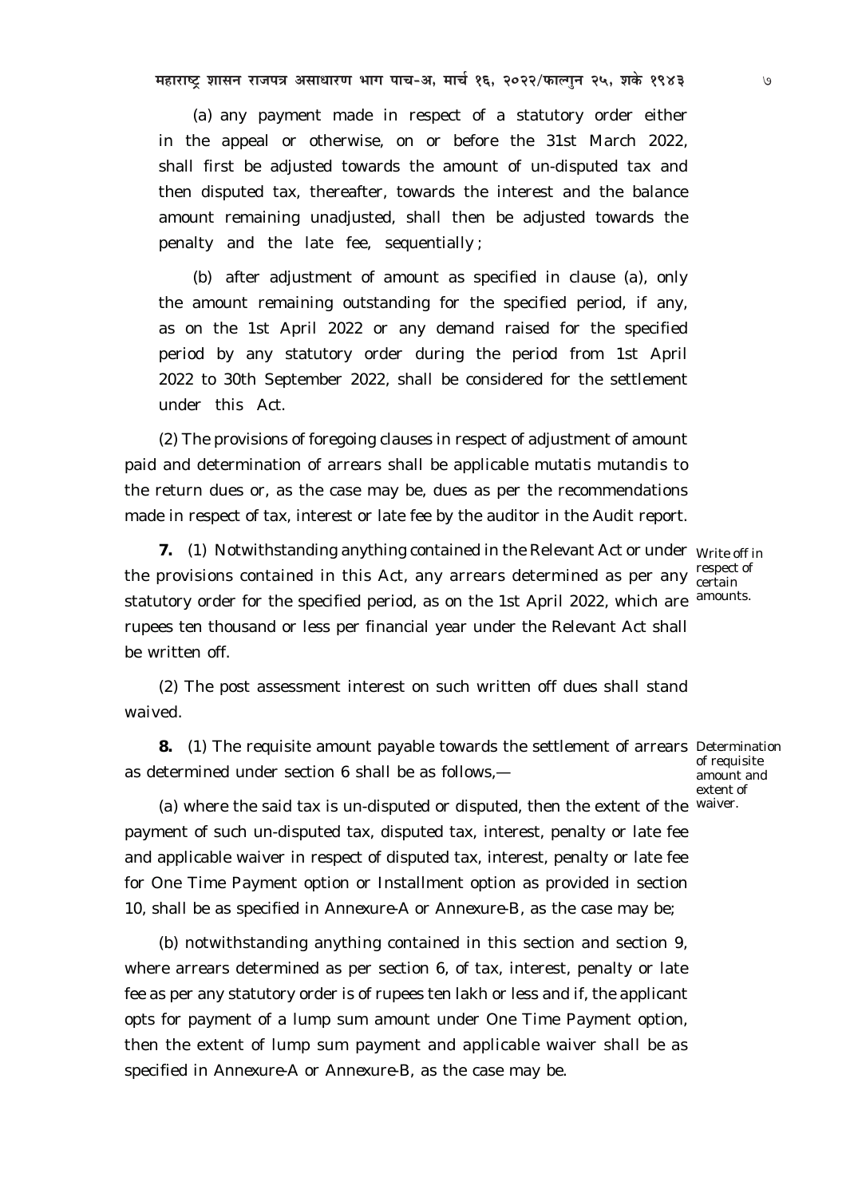(a) any payment made in respect of a statutory order either in the appeal or otherwise, on or before the 31st March 2022, shall first be adjusted towards the amount of un-disputed tax and then disputed tax, thereafter, towards the interest and the balance amount remaining unadjusted, shall then be adjusted towards the penalty and the late fee, sequentially ;

(b) after adjustment of amount as specified in clause (a), only the amount remaining outstanding for the specified period, if any, as on the 1st April 2022 or any demand raised for the specified period by any statutory order during the period from 1st April 2022 to 30th September 2022, shall be considered for the settlement under this Act.

(2) The provisions of foregoing clauses in respect of adjustment of amount paid and determination of arrears shall be applicable mutatis mutandis to the return dues or, as the case may be, dues as per the recommendations made in respect of tax, interest or late fee by the auditor in the Audit report.

*Write off in respect of certain amounts.*

**7.** (1) Notwithstanding anything contained in the Relevant Act or under the provisions contained in this Act, any arrears determined as per any statutory order for the specified period, as on the 1st April 2022, which are rupees ten thousand or less per financial year under the Relevant Act shall be written off.

(2) The post assessment interest on such written off dues shall stand waived.

*Determination of requisite amount and extent of waiver.*

**8.** (1) The requisite amount payable towards the settlement of arrears as determined under section 6 shall be as follows,—

(a) where the said tax is un-disputed or disputed, then the extent of the payment of such un-disputed tax, disputed tax, interest, penalty or late fee and applicable waiver in respect of disputed tax, interest, penalty or late fee for One Time Payment option or Installment option as provided in section 10, shall be as specified in Annexure-A or Annexure-B, as the case may be;

(b) notwithstanding anything contained in this section and section 9, where arrears determined as per section 6, of tax, interest, penalty or late fee as per any statutory order is of rupees ten lakh or less and if, the applicant opts for payment of a lump sum amount under One Time Payment option, then the extent of lump sum payment and applicable waiver shall be as specified in Annexure-A or Annexure-B, as the case may be.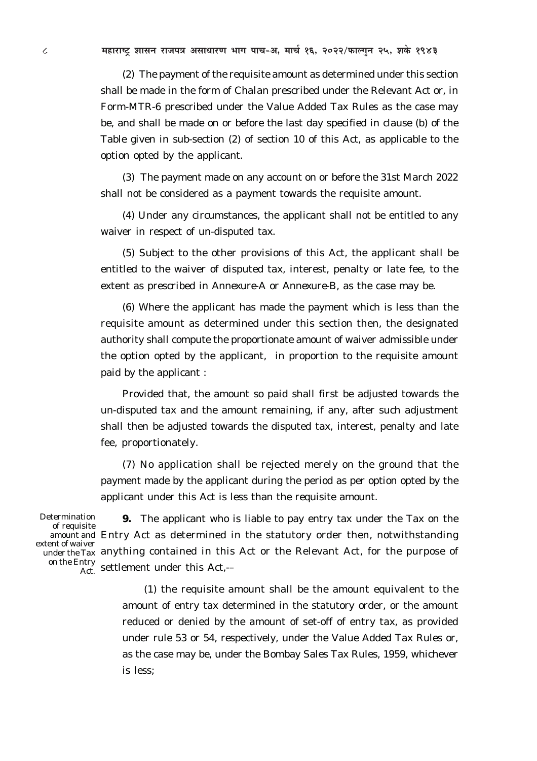(2) The payment of the requisite amount as determined under this section shall be made in the form of Chalan prescribed under the Relevant Act or, in Form-MTR-6 prescribed under the Value Added Tax Rules as the case may be, and shall be made on or before the last day specified in clause (b) of the Table given in sub-section (2) of section 10 of this Act, as applicable to the option opted by the applicant.

(3) The payment made on any account on or before the 31st March 2022 shall not be considered as a payment towards the requisite amount.

(4) Under any circumstances, the applicant shall not be entitled to any waiver in respect of un-disputed tax.

(5) Subject to the other provisions of this Act, the applicant shall be entitled to the waiver of disputed tax, interest, penalty or late fee, to the extent as prescribed in Annexure-A or Annexure-B, as the case may be.

(6) Where the applicant has made the payment which is less than the requisite amount as determined under this section then, the designated authority shall compute the proportionate amount of waiver admissible under the option opted by the applicant, in proportion to the requisite amount paid by the applicant :

Provided that, the amount so paid shall first be adjusted towards the un-disputed tax and the amount remaining, if any, after such adjustment shall then be adjusted towards the disputed tax, interest, penalty and late fee, proportionately.

(7) No application shall be rejected merely on the ground that the payment made by the applicant during the period as per option opted by the applicant under this Act is less than the requisite amount.

*Determination of requisite amount and extent of waiver under the Tax on the Entry Act.*

**9.** The applicant who is liable to pay entry tax under the Tax on the Entry Act as determined in the statutory order then, notwithstanding anything contained in this Act or the Relevant Act, for the purpose of settlement under this Act,--

(1) the requisite amount shall be the amount equivalent to the amount of entry tax determined in the statutory order, or the amount reduced or denied by the amount of set-off of entry tax, as provided under rule 53 or 54, respectively, under the Value Added Tax Rules or, as the case may be, under the Bombay Sales Tax Rules, 1959, whichever is less;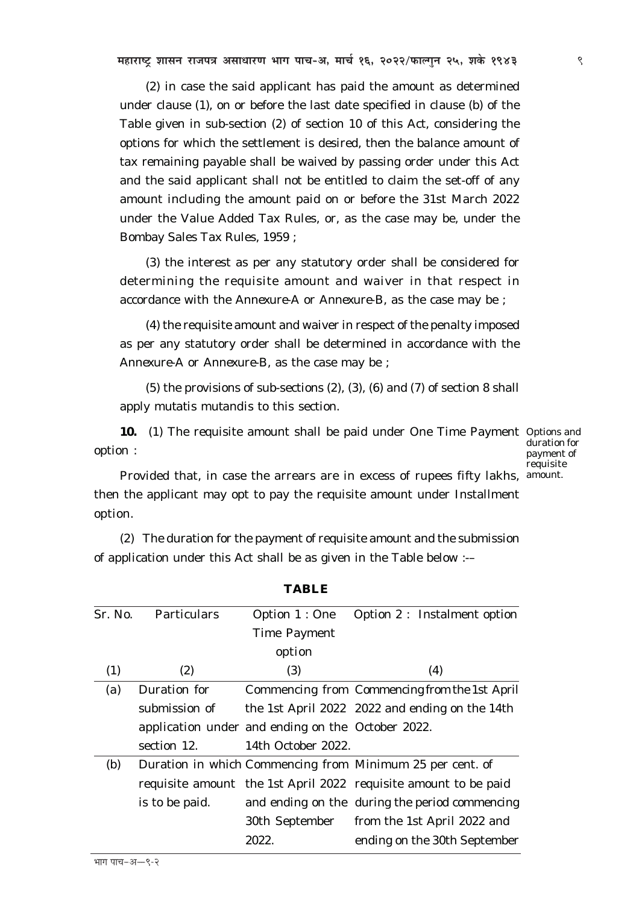(2) in case the said applicant has paid the amount as determined under clause (1), on or before the last date specified in clause (b) of the Table given in sub-section (2) of section 10 of this Act, considering the options for which the settlement is desired, then the balance amount of tax remaining payable shall be waived by passing order under this Act and the said applicant shall not be entitled to claim the set-off of any amount including the amount paid on or before the 31st March 2022 under the Value Added Tax Rules, or, as the case may be, under the Bombay Sales Tax Rules, 1959 ;

(3) the interest as per any statutory order shall be considered for determining the requisite amount and waiver in that respect in accordance with the Annexure-A or Annexure-B, as the case may be ;

(4) the requisite amount and waiver in respect of the penalty imposed as per any statutory order shall be determined in accordance with the Annexure-A or Annexure-B, as the case may be ;

(5) the provisions of sub-sections (2), (3), (6) and (7) of section 8 shall apply mutatis mutandis to this section.

*Options and duration for payment of requisite amount.*

**10.** (1) The requisite amount shall be paid under One Time Payment option :

Provided that, in case the arrears are in excess of rupees fifty lakhs, then the applicant may opt to pay the requisite amount under Installment option.

(2) The duration for the payment of requisite amount and the submission of application under this Act shall be as given in the Table below :--

**TABLE**

| Sr. No. | Particulars | Option 1 : One Time Payment option | Option 2 : Instalment option |
|---|---|---|---|
| (1) | (2) | (3) | (4) |
| (a) | Duration for submission of application under section 12. | Commencing from the 1st April 2022 and ending on the 14th October 2022. | Commencing from the 1st April 2022 and ending on the 14th October 2022. |
| (b) | Duration in which requisite amount is to be paid. | Commencing from the 1st April 2022 and ending on the 30th September 2022. | Minimum 25 per cent. of requisite amount to be paid during the period commencing from the 1st April 2022 and ending on the 30th September |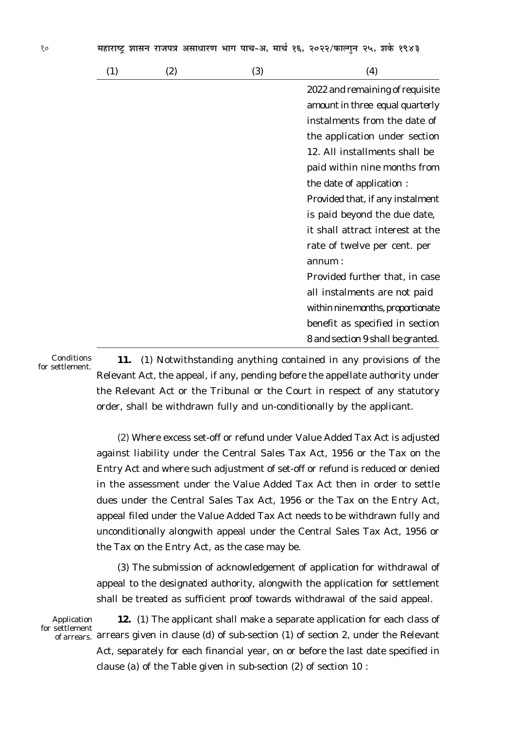| (1) | (2) | (3) | (4) |
|---|---|---|---|
| | | | 2022 and remaining of requisite amount in three equal quarterly instalments from the date of the application under section 12. All installments shall be paid within nine months from the date of application : Provided that, if any instalment is paid beyond the due date, it shall attract interest at the rate of twelve per cent. per annum : Provided further that, in case all instalments are not paid within nine months, proportionate benefit as specified in section 8 and section 9 shall be granted. |

*Conditions for settlement.*

**11.** (1) Notwithstanding anything contained in any provisions of the Relevant Act, the appeal, if any, pending before the appellate authority under the Relevant Act or the Tribunal or the Court in respect of any statutory order, shall be withdrawn fully and un-conditionally by the applicant.

(2) Where excess set-off or refund under Value Added Tax Act is adjusted against liability under the Central Sales Tax Act, 1956 or the Tax on the Entry Act and where such adjustment of set-off or refund is reduced or denied in the assessment under the Value Added Tax Act then in order to settle dues under the Central Sales Tax Act, 1956 or the Tax on the Entry Act, appeal filed under the Value Added Tax Act needs to be withdrawn fully and unconditionally alongwith appeal under the Central Sales Tax Act, 1956 or the Tax on the Entry Act, as the case may be.

(3) The submission of acknowledgement of application for withdrawal of appeal to the designated authority, alongwith the application for settlement shall be treated as sufficient proof towards withdrawal of the said appeal.

*Application for settlement of arrears.*

**12.** (1) The applicant shall make a separate application for each class of arrears given in clause (d) of sub-section (1) of section 2, under the Relevant Act, separately for each financial year, on or before the last date specified in clause (a) of the Table given in sub-section (2) of section 10 :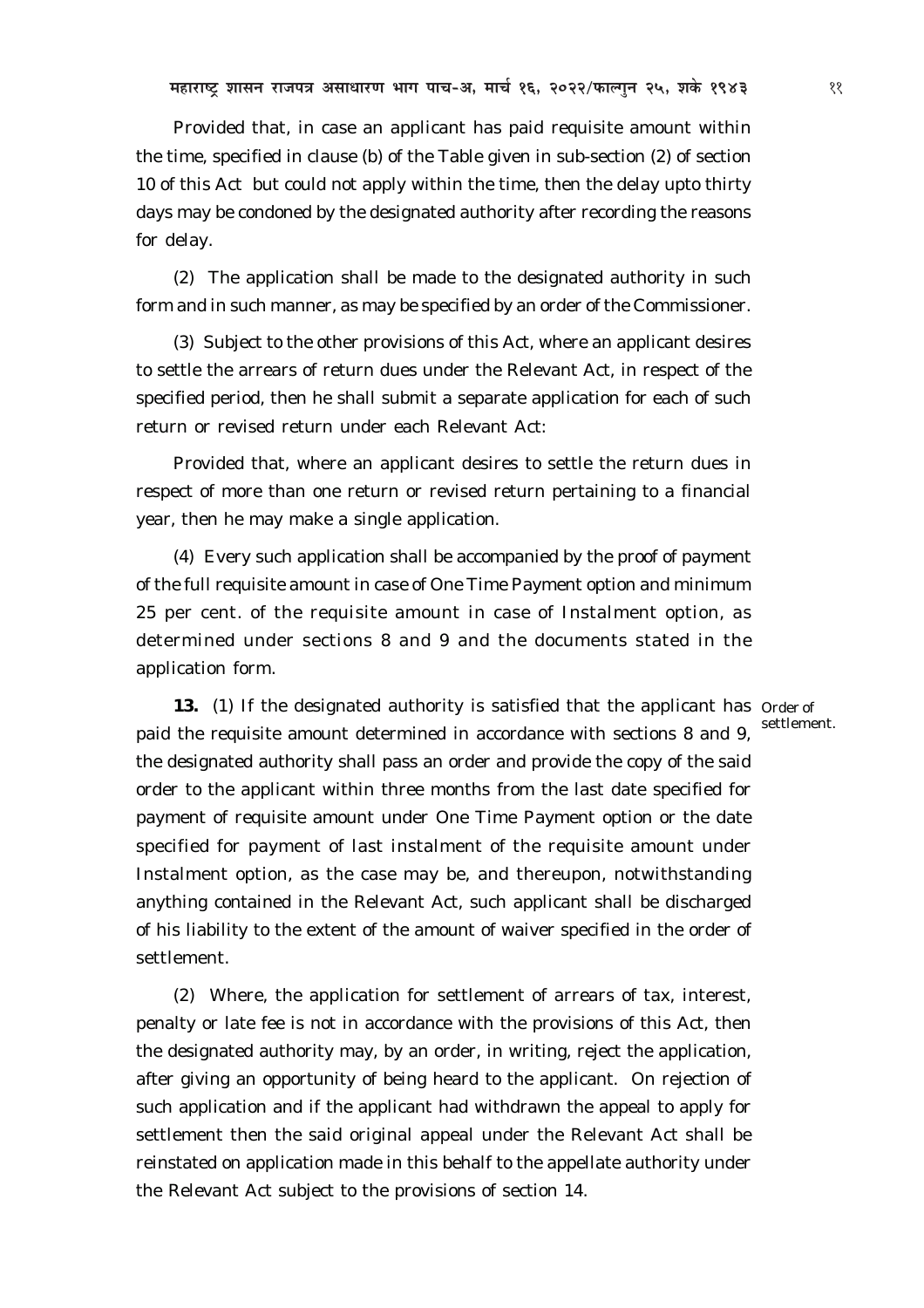Provided that, in case an applicant has paid requisite amount within the time, specified in clause (b) of the Table given in sub-section (2) of section 10 of this Act but could not apply within the time, then the delay upto thirty days may be condoned by the designated authority after recording the reasons for delay.

(2) The application shall be made to the designated authority in such form and in such manner, as may be specified by an order of the Commissioner.

(3) Subject to the other provisions of this Act, where an applicant desires to settle the arrears of return dues under the Relevant Act, in respect of the specified period, then he shall submit a separate application for each of such return or revised return under each Relevant Act:

Provided that, where an applicant desires to settle the return dues in respect of more than one return or revised return pertaining to a financial year, then he may make a single application.

(4) Every such application shall be accompanied by the proof of payment of the full requisite amount in case of One Time Payment option and minimum 25 per cent. of the requisite amount in case of Instalment option, as determined under sections 8 and 9 and the documents stated in the application form.

Order of settlement.

**13.** (1) If the designated authority is satisfied that the applicant has paid the requisite amount determined in accordance with sections 8 and 9, the designated authority shall pass an order and provide the copy of the said order to the applicant within three months from the last date specified for payment of requisite amount under One Time Payment option or the date specified for payment of last instalment of the requisite amount under Instalment option, as the case may be, and thereupon, notwithstanding anything contained in the Relevant Act, such applicant shall be discharged of his liability to the extent of the amount of waiver specified in the order of settlement.

(2) Where, the application for settlement of arrears of tax, interest, penalty or late fee is not in accordance with the provisions of this Act, then the designated authority may, by an order, in writing, reject the application, after giving an opportunity of being heard to the applicant. On rejection of such application and if the applicant had withdrawn the appeal to apply for settlement then the said original appeal under the Relevant Act shall be reinstated on application made in this behalf to the appellate authority under the Relevant Act subject to the provisions of section 14.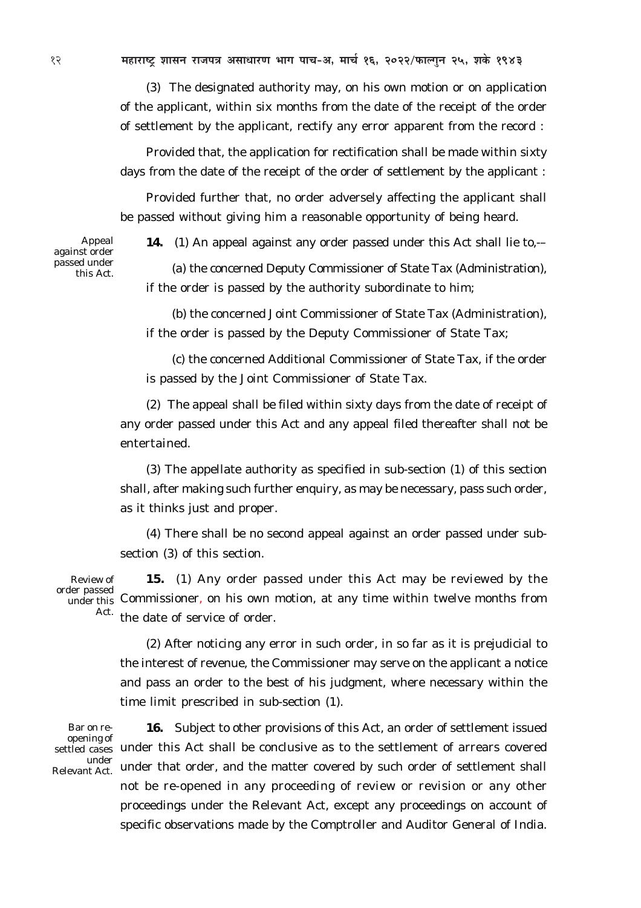(3) The designated authority may, on his own motion or on application of the applicant, within six months from the date of the receipt of the order of settlement by the applicant, rectify any error apparent from the record :

Provided that, the application for rectification shall be made within sixty days from the date of the receipt of the order of settlement by the applicant :

Provided further that, no order adversely affecting the applicant shall be passed without giving him a reasonable opportunity of being heard.

Appeal against order passed under this Act.

**14.** (1) An appeal against any order passed under this Act shall lie to,––

(a) the concerned Deputy Commissioner of State Tax (Administration), if the order is passed by the authority subordinate to him;

(b) the concerned Joint Commissioner of State Tax (Administration), if the order is passed by the Deputy Commissioner of State Tax;

(c) the concerned Additional Commissioner of State Tax, if the order is passed by the Joint Commissioner of State Tax.

(2) The appeal shall be filed within sixty days from the date of receipt of any order passed under this Act and any appeal filed thereafter shall not be entertained.

(3) The appellate authority as specified in sub-section (1) of this section shall, after making such further enquiry, as may be necessary, pass such order, as it thinks just and proper.

(4) There shall be no second appeal against an order passed under sub-section (3) of this section.

Review of order passed under this Act.

**15.** (1) Any order passed under this Act may be reviewed by the Commissioner, on his own motion, at any time within twelve months from the date of service of order.

(2) After noticing any error in such order, in so far as it is prejudicial to the interest of revenue, the Commissioner may serve on the applicant a notice and pass an order to the best of his judgment, where necessary within the time limit prescribed in sub-section (1).

Bar on re-opening of settled cases under Relevant Act.

**16.** Subject to other provisions of this Act, an order of settlement issued under this Act shall be conclusive as to the settlement of arrears covered under that order, and the matter covered by such order of settlement shall not be re-opened in any proceeding of review or revision or any other proceedings under the Relevant Act, except any proceedings on account of specific observations made by the Comptroller and Auditor General of India.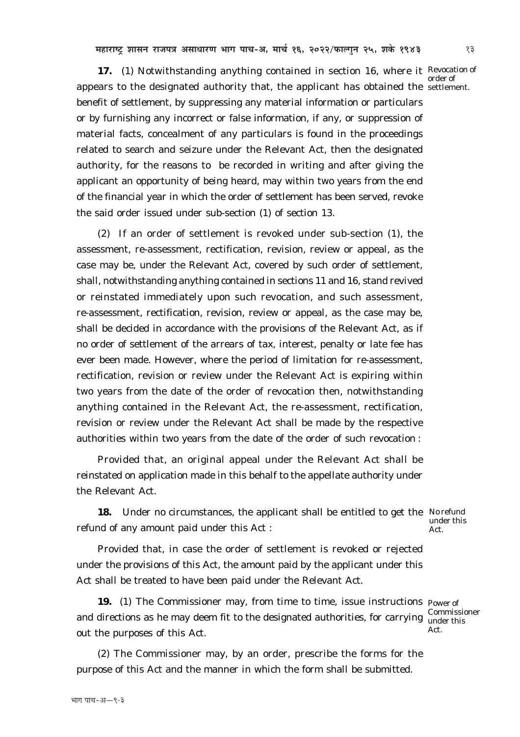**17.** (1) Notwithstanding anything contained in section 16, where it appears to the designated authority that, the applicant has obtained the benefit of settlement, by suppressing any material information or particulars or by furnishing any incorrect or false information, if any, or suppression of material facts, concealment of any particulars is found in the proceedings related to search and seizure under the Relevant Act, then the designated authority, for the reasons to be recorded in writing and after giving the applicant an opportunity of being heard, may within two years from the end of the financial year in which the order of settlement has been served, revoke the said order issued under sub-section (1) of section 13.

Revocation of order of settlement.

(2) If an order of settlement is revoked under sub-section (1), the assessment, re-assessment, rectification, revision, review or appeal, as the case may be, under the Relevant Act, covered by such order of settlement, shall, notwithstanding anything contained in sections 11 and 16, stand revived or reinstated immediately upon such revocation, and such assessment, re-assessment, rectification, revision, review or appeal, as the case may be, shall be decided in accordance with the provisions of the Relevant Act, as if no order of settlement of the arrears of tax, interest, penalty or late fee has ever been made. However, where the period of limitation for re-assessment, rectification, revision or review under the Relevant Act is expiring within two years from the date of the order of revocation then, notwithstanding anything contained in the Relevant Act, the re-assessment, rectification, revision or review under the Relevant Act shall be made by the respective authorities within two years from the date of the order of such revocation :

Provided that, an original appeal under the Relevant Act shall be reinstated on application made in this behalf to the appellate authority under the Relevant Act.

**18.** Under no circumstances, the applicant shall be entitled to get the refund of any amount paid under this Act :

No refund under this Act.

Provided that, in case the order of settlement is revoked or rejected under the provisions of this Act, the amount paid by the applicant under this Act shall be treated to have been paid under the Relevant Act.

**19.** (1) The Commissioner may, from time to time, issue instructions and directions as he may deem fit to the designated authorities, for carrying out the purposes of this Act.

Power of Commissioner under this Act.

(2) The Commissioner may, by an order, prescribe the forms for the purpose of this Act and the manner in which the form shall be submitted.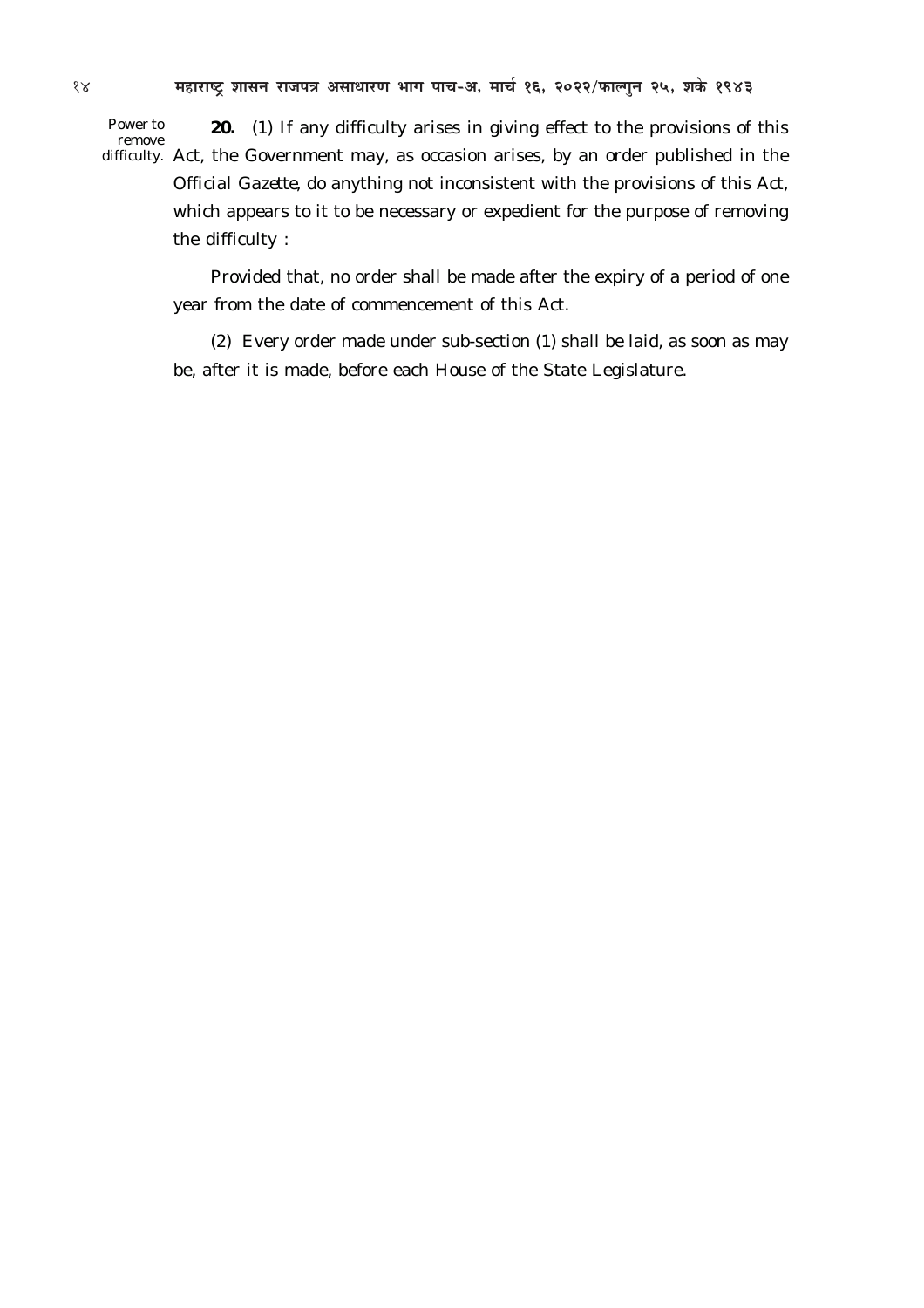Power to remove difficulty.

**20.** (1) If any difficulty arises in giving effect to the provisions of this Act, the Government may, as occasion arises, by an order published in the *Official Gazette*, do anything not inconsistent with the provisions of this Act, which appears to it to be necessary or expedient for the purpose of removing the difficulty :

Provided that, no order shall be made after the expiry of a period of one year from the date of commencement of this Act.

(2) Every order made under sub-section (1) shall be laid, as soon as may be, after it is made, before each House of the State Legislature.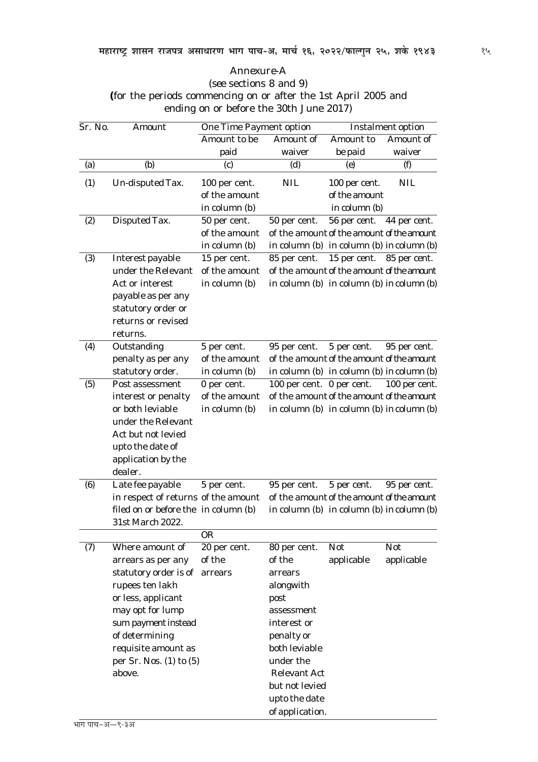Annexure-A

(see sections 8 and 9)

**(**for the periods commencing on or after the 1st April 2005 and ending on or before the 30th June 2017)

| Sr. No. | Amount | One Time Payment option | | Instalment option | |
|---|---|---|---|---|---|
| | | Amount to be paid | Amount of waiver | Amount to be paid | Amount of waiver |
| (a) | (b) | (c) | (d) | (e) | (f) |
| (1) | Un-disputed Tax. | 100 per cent. of the amount in column (b) | NIL | 100 per cent. of the amount in column (b) | NIL |
| (2) | Disputed Tax. | 50 per cent. of the amount in column (b) | 50 per cent. of the amount in column (b) | 56 per cent. of the amount in column (b) | 44 per cent. of the amount in column (b) |
| (3) | Interest payable under the Relevant Act or interest payable as per any statutory order or returns or revised returns. | 15 per cent. of the amount in column (b) | 85 per cent. of the amount in column (b) | 15 per cent. of the amount in column (b) | 85 per cent. of the amount in column (b) |
| (4) | Outstanding penalty as per any statutory order. | 5 per cent. of the amount in column (b) | 95 per cent. of the amount in column (b) | 5 per cent. of the amount in column (b) | 95 per cent. of the amount in column (b) |
| (5) | Post assessment interest or penalty or both leviable under the Relevant Act but not levied upto the date of application by the dealer. | 0 per cent. of the amount in column (b) | 100 per cent. of the amount in column (b) | 0 per cent. of the amount in column (b) | 100 per cent. of the amount in column (b) |
| (6) | Late fee payable in respect of returns filed on or before the 31st March 2022. | 5 per cent. of the amount in column (b) | 95 per cent. of the amount in column (b) | 5 per cent. of the amount in column (b) | 95 per cent. of the amount in column (b) |
| | | OR | | | |
| (7) | Where amount of arrears as per any statutory order is of rupees ten lakh or less, applicant may opt for lump sum payment instead of determining requisite amount as per Sr. Nos. (1) to (5) above. | 20 per cent. of the arrears | 80 per cent. of the arrears alongwith post assessment interest or penalty or both leviable under the Relevant Act but not levied upto the date of application. | Not applicable | Not applicable |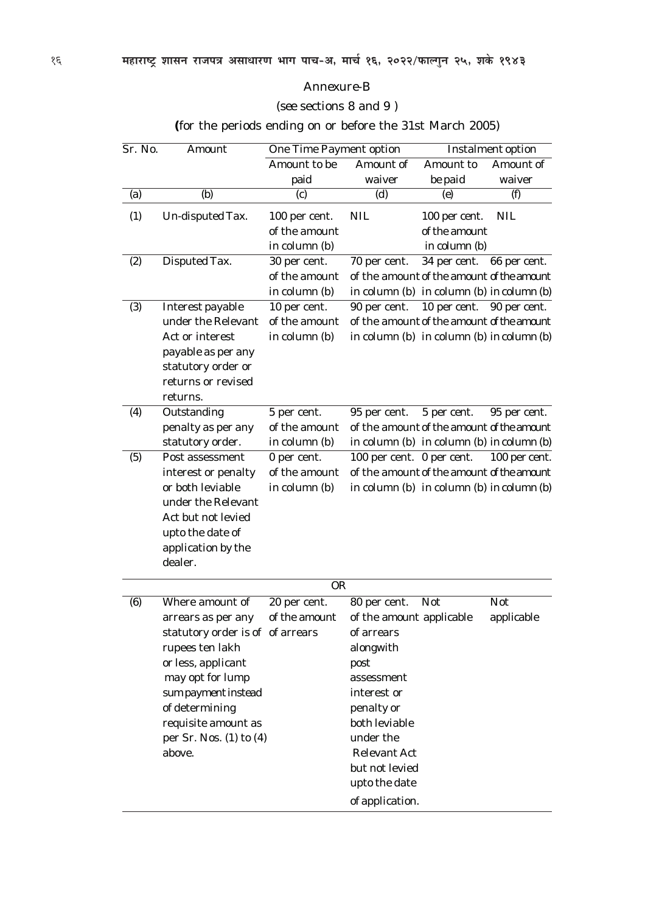## Annexure-B

(see sections 8 and 9 )

**(**for the periods ending on or before the 31st March 2005)

| Sr. No. | Amount | One Time Payment option | | Instalment option | |
|---|---|---|---|---|---|
| | | Amount to be paid | Amount of waiver | Amount to be paid | Amount of waiver |
| (a) | (b) | (c) | (d) | (e) | (f) |
| (1) | Un-disputed Tax. | 100 per cent. of the amount in column (b) | NIL | 100 per cent. of the amount in column (b) | NIL |
| (2) | Disputed Tax. | 30 per cent. of the amount in column (b) | 70 per cent. of the amount in column (b) | 34 per cent. of the amount in column (b) | 66 per cent. of the amount in column (b) |
| (3) | Interest payable under the Relevant Act or interest payable as per any statutory order or returns or revised returns. | 10 per cent. of the amount in column (b) | 90 per cent. of the amount in column (b) | 10 per cent. of the amount in column (b) | 90 per cent. of the amount in column (b) |
| (4) | Outstanding penalty as per any statutory order. | 5 per cent. of the amount in column (b) | 95 per cent. of the amount in column (b) | 5 per cent. of the amount in column (b) | 95 per cent. of the amount in column (b) |
| (5) | Post assessment interest or penalty or both leviable under the Relevant Act but not levied upto the date of application by the dealer. | 0 per cent. of the amount in column (b) | 100 per cent. of the amount in column (b) | 0 per cent. of the amount in column (b) | 100 per cent. of the amount in column (b) |
| | | OR | | | |
| (6) | Where amount of arrears as per any statutory order is of rupees ten lakh or less, applicant may opt for lump sum payment instead of determining requisite amount as per Sr. Nos. (1) to (4) above. | 20 per cent. of the amount of arrears | 80 per cent. of the amount of arrears alongwith post assessment interest or penalty or both leviable under the Relevant Act but not levied upto the date of application. | Not applicable | Not applicable |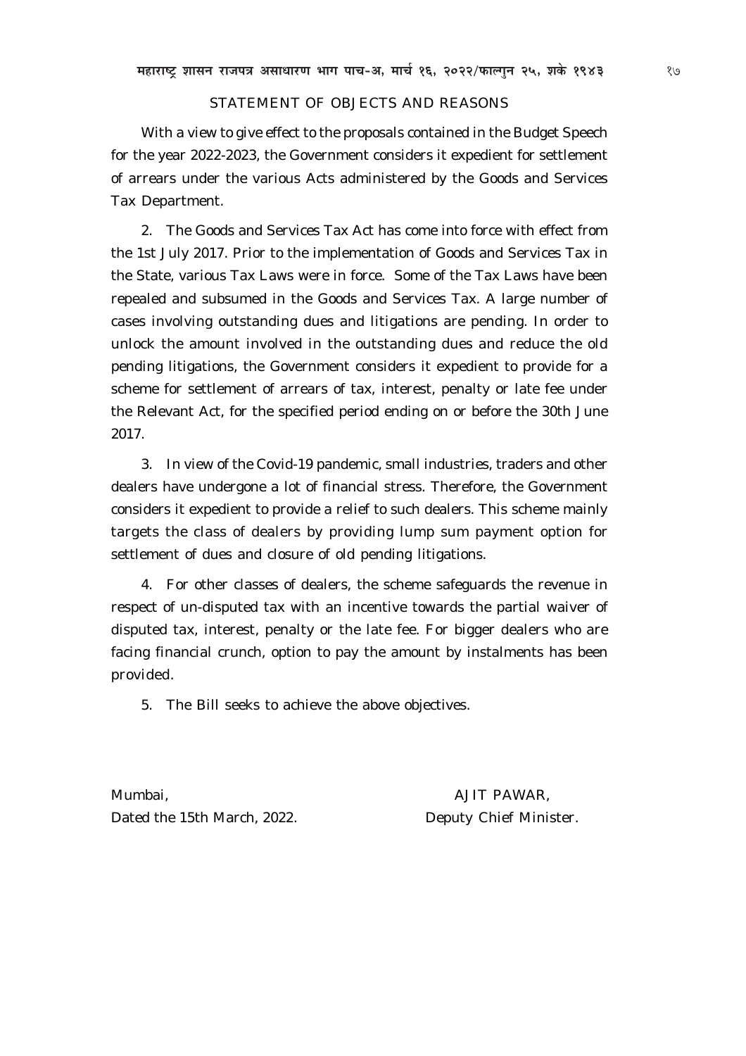## STATEMENT OF OBJECTS AND REASONS

With a view to give effect to the proposals contained in the Budget Speech for the year 2022-2023, the Government considers it expedient for settlement of arrears under the various Acts administered by the Goods and Services Tax Department.

2. The Goods and Services Tax Act has come into force with effect from the 1st July 2017. Prior to the implementation of Goods and Services Tax in the State, various Tax Laws were in force. Some of the Tax Laws have been repealed and subsumed in the Goods and Services Tax. A large number of cases involving outstanding dues and litigations are pending. In order to unlock the amount involved in the outstanding dues and reduce the old pending litigations, the Government considers it expedient to provide for a scheme for settlement of arrears of tax, interest, penalty or late fee under the Relevant Act, for the specified period ending on or before the 30th June 2017.

3. In view of the Covid-19 pandemic, small industries, traders and other dealers have undergone a lot of financial stress. Therefore, the Government considers it expedient to provide a relief to such dealers. This scheme mainly targets the class of dealers by providing lump sum payment option for settlement of dues and closure of old pending litigations.

4. For other classes of dealers, the scheme safeguards the revenue in respect of un-disputed tax with an incentive towards the partial waiver of disputed tax, interest, penalty or the late fee. For bigger dealers who are facing financial crunch, option to pay the amount by instalments has been provided.

5. The Bill seeks to achieve the above objectives.

Mumbai,
Dated the 15th March, 2022.

AJIT PAWAR,
Deputy Chief Minister.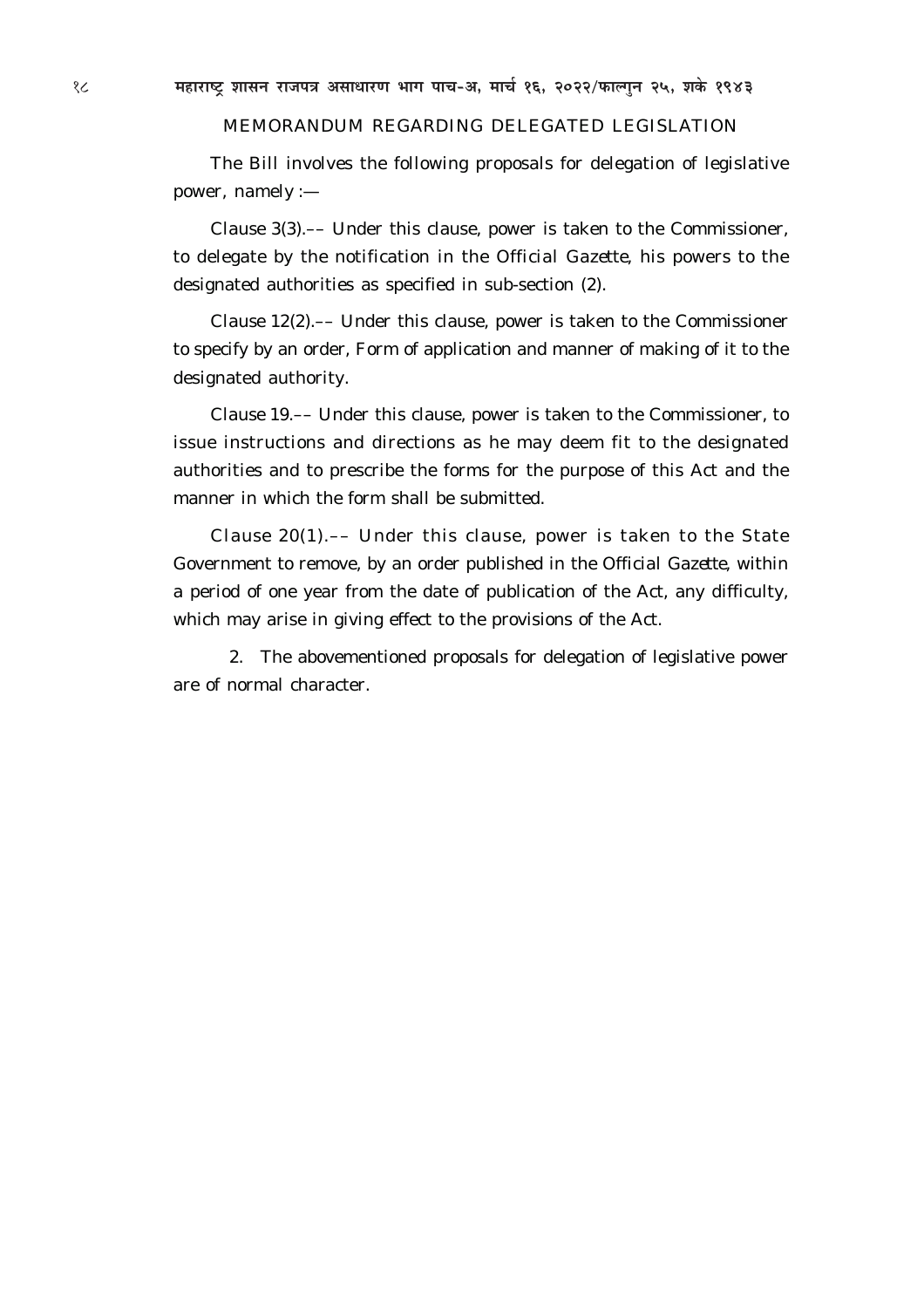## MEMORANDUM REGARDING DELEGATED LEGISLATION

The Bill involves the following proposals for delegation of legislative power, namely :—

Clause 3(3).–– Under this clause, power is taken to the Commissioner, to delegate by the notification in the *Official Gazette*, his powers to the designated authorities as specified in sub-section (2).

Clause 12(2).–– Under this clause, power is taken to the Commissioner to specify by an order, Form of application and manner of making of it to the designated authority.

Clause 19.–– Under this clause, power is taken to the Commissioner, to issue instructions and directions as he may deem fit to the designated authorities and to prescribe the forms for the purpose of this Act and the manner in which the form shall be submitted.

Clause 20(1).–– Under this clause, power is taken to the State Government to remove, by an order published in the *Official Gazette*, within a period of one year from the date of publication of the Act, any difficulty, which may arise in giving effect to the provisions of the Act.

2. The abovementioned proposals for delegation of legislative power are of normal character.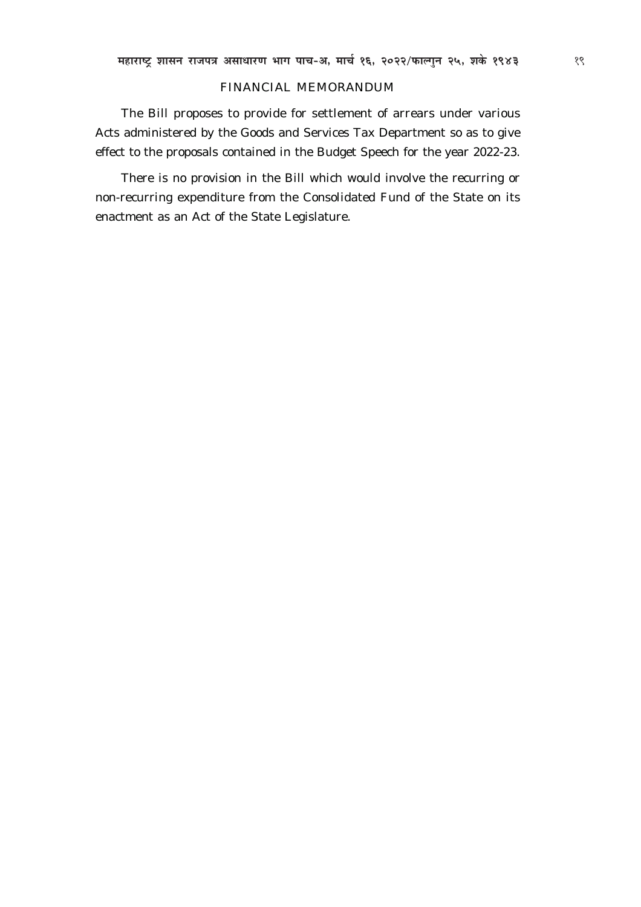## FINANCIAL MEMORANDUM

The Bill proposes to provide for settlement of arrears under various Acts administered by the Goods and Services Tax Department so as to give effect to the proposals contained in the Budget Speech for the year 2022-23.

There is no provision in the Bill which would involve the recurring or non-recurring expenditure from the Consolidated Fund of the State on its enactment as an Act of the State Legislature.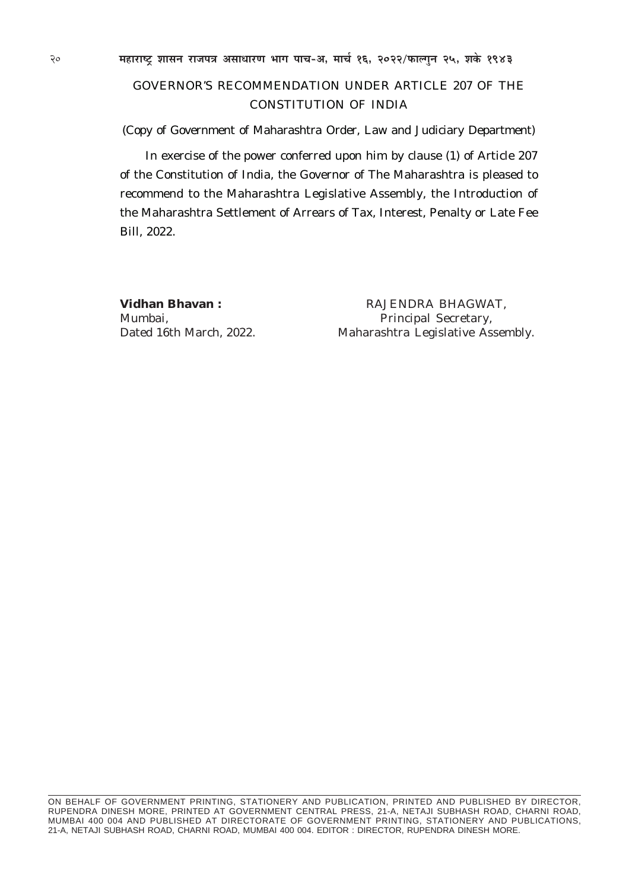## GOVERNOR'S RECOMMENDATION UNDER ARTICLE 207 OF THE CONSTITUTION OF INDIA

(Copy of Government of Maharashtra Order, Law and Judiciary Department)

In exercise of the power conferred upon him by clause (1) of Article 207 of the Constitution of India, the Governor of The Maharashtra is pleased to recommend to the Maharashtra Legislative Assembly, the Introduction of the Maharashtra Settlement of Arrears of Tax, Interest, Penalty or Late Fee Bill, 2022.

**Vidhan Bhavan :**
Mumbai,
Dated 16th March, 2022.

RAJENDRA BHAGWAT,
Principal Secretary,
Maharashtra Legislative Assembly.

ON BEHALF OF GOVERNMENT PRINTING, STATIONERY AND PUBLICATION, PRINTED AND PUBLISHED BY DIRECTOR, RUPENDRA DINESH MORE, PRINTED AT GOVERNMENT CENTRAL PRESS, 21-A, NETAJI SUBHASH ROAD, CHARNI ROAD, MUMBAI 400 004 AND PUBLISHED AT DIRECTORATE OF GOVERNMENT PRINTING, STATIONERY AND PUBLICATIONS, 21-A, NETAJI SUBHASH ROAD, CHARNI ROAD, MUMBAI 400 004. EDITOR : DIRECTOR, RUPENDRA DINESH MORE.